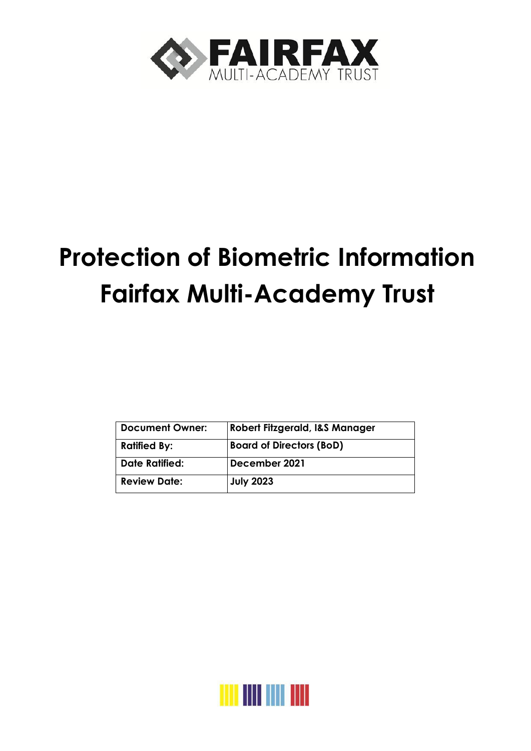# Protection of Biometric Information Fairfax Multi-Academy Trust

| Document Owner: | Robert Fitzgerald, I&S Manager |
|---|---|
| Ratified By: | Board of Directors (BoD) |
| Date Ratified: | December 2021 |
| Review Date: | July 2023 |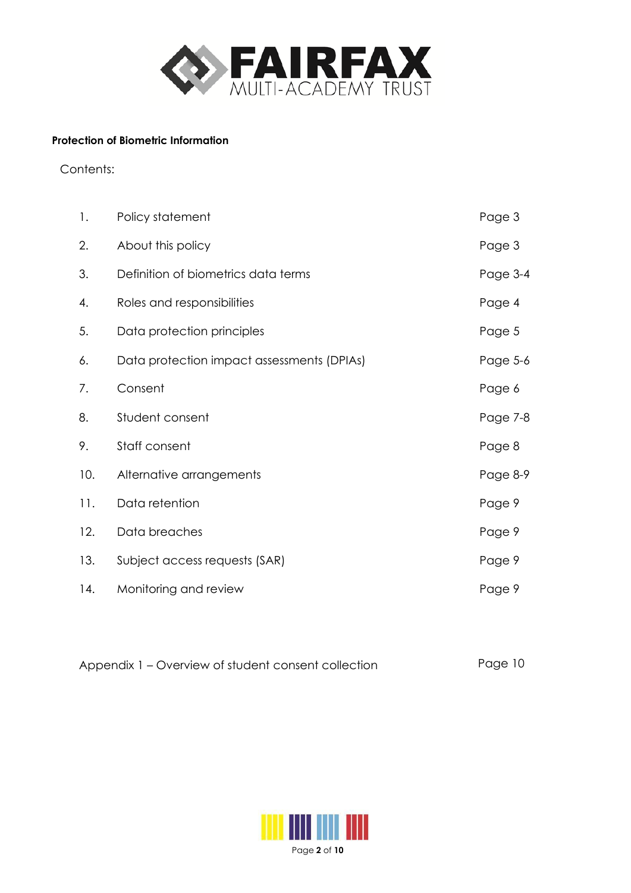**Protection of Biometric Information**

Contents:

| | | |
|---|---|---|
| 1. | Policy statement | Page 3 |
| 2. | About this policy | Page 3 |
| 3. | Definition of biometrics data terms | Page 3-4 |
| 4. | Roles and responsibilities | Page 4 |
| 5. | Data protection principles | Page 5 |
| 6. | Data protection impact assessments (DPIAs) | Page 5-6 |
| 7. | Consent | Page 6 |
| 8. | Student consent | Page 7-8 |
| 9. | Staff consent | Page 8 |
| 10. | Alternative arrangements | Page 8-9 |
| 11. | Data retention | Page 9 |
| 12. | Data breaches | Page 9 |
| 13. | Subject access requests (SAR) | Page 9 |
| 14. | Monitoring and review | Page 9 |

Appendix 1 – Overview of student consent collection — Page 10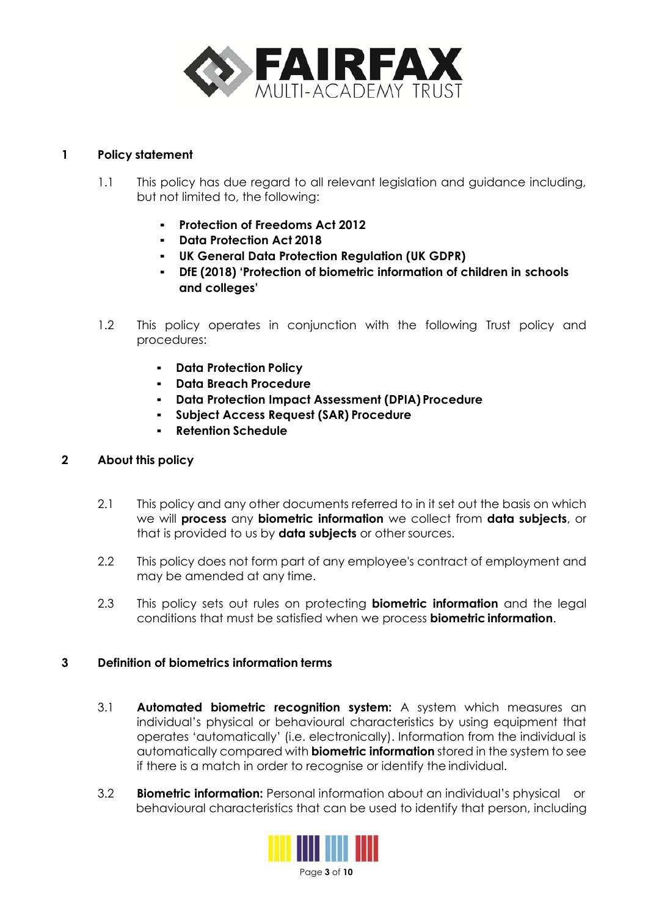## 1 Policy statement

1.1 This policy has due regard to all relevant legislation and guidance including, but not limited to, the following:

- **Protection of Freedoms Act 2012**
- **Data Protection Act 2018**
- **UK General Data Protection Regulation (UK GDPR)**
- **DfE (2018) 'Protection of biometric information of children in schools and colleges'**

1.2 This policy operates in conjunction with the following Trust policy and procedures:

- **Data Protection Policy**
- **Data Breach Procedure**
- **Data Protection Impact Assessment (DPIA) Procedure**
- **Subject Access Request (SAR) Procedure**
- **Retention Schedule**

## 2 About this policy

2.1 This policy and any other documents referred to in it set out the basis on which we will **process** any **biometric information** we collect from **data subjects**, or that is provided to us by **data subjects** or other sources.

2.2 This policy does not form part of any employee's contract of employment and may be amended at any time.

2.3 This policy sets out rules on protecting **biometric information** and the legal conditions that must be satisfied when we process **biometric information**.

## 3 Definition of biometrics information terms

3.1 **Automated biometric recognition system:** A system which measures an individual's physical or behavioural characteristics by using equipment that operates 'automatically' (i.e. electronically). Information from the individual is automatically compared with **biometric information** stored in the system to see if there is a match in order to recognise or identify the individual.

3.2 **Biometric information:** Personal information about an individual's physical or behavioural characteristics that can be used to identify that person, including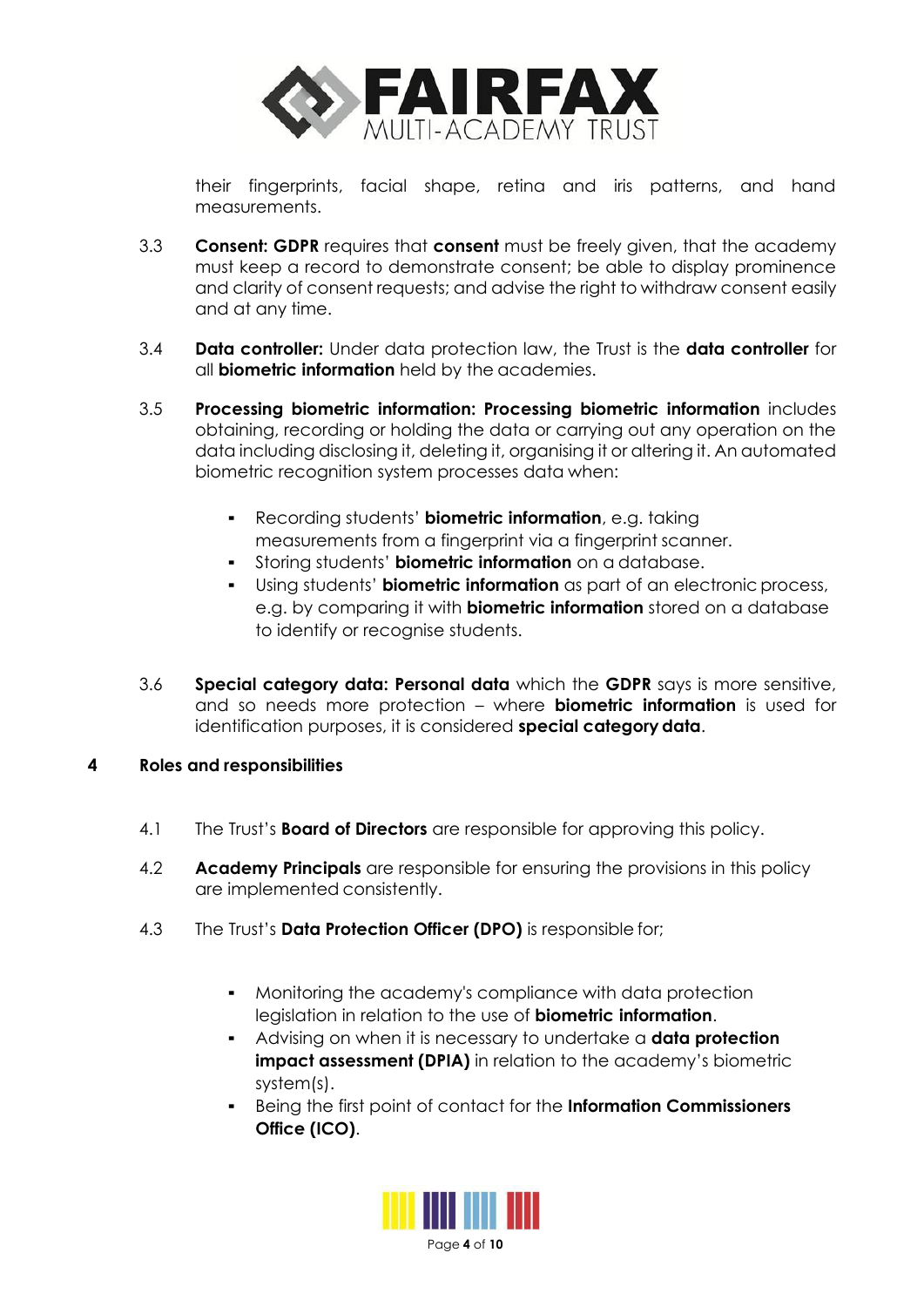their fingerprints, facial shape, retina and iris patterns, and hand measurements.

3.3 **Consent: GDPR** requires that **consent** must be freely given, that the academy must keep a record to demonstrate consent; be able to display prominence and clarity of consent requests; and advise the right to withdraw consent easily and at any time.

3.4 **Data controller:** Under data protection law, the Trust is the **data controller** for all **biometric information** held by the academies.

3.5 **Processing biometric information: Processing biometric information** includes obtaining, recording or holding the data or carrying out any operation on the data including disclosing it, deleting it, organising it or altering it. An automated biometric recognition system processes data when:

- Recording students' **biometric information**, e.g. taking measurements from a fingerprint via a fingerprint scanner.
- Storing students' **biometric information** on a database.
- Using students' **biometric information** as part of an electronic process, e.g. by comparing it with **biometric information** stored on a database to identify or recognise students.

3.6 **Special category data: Personal data** which the **GDPR** says is more sensitive, and so needs more protection – where **biometric information** is used for identification purposes, it is considered **special category data**.

## 4 Roles and responsibilities

4.1 The Trust's **Board of Directors** are responsible for approving this policy.

4.2 **Academy Principals** are responsible for ensuring the provisions in this policy are implemented consistently.

4.3 The Trust's **Data Protection Officer (DPO)** is responsible for;

- Monitoring the academy's compliance with data protection legislation in relation to the use of **biometric information**.
- Advising on when it is necessary to undertake a **data protection impact assessment (DPIA)** in relation to the academy's biometric system(s).
- Being the first point of contact for the **Information Commissioners Office (ICO)**.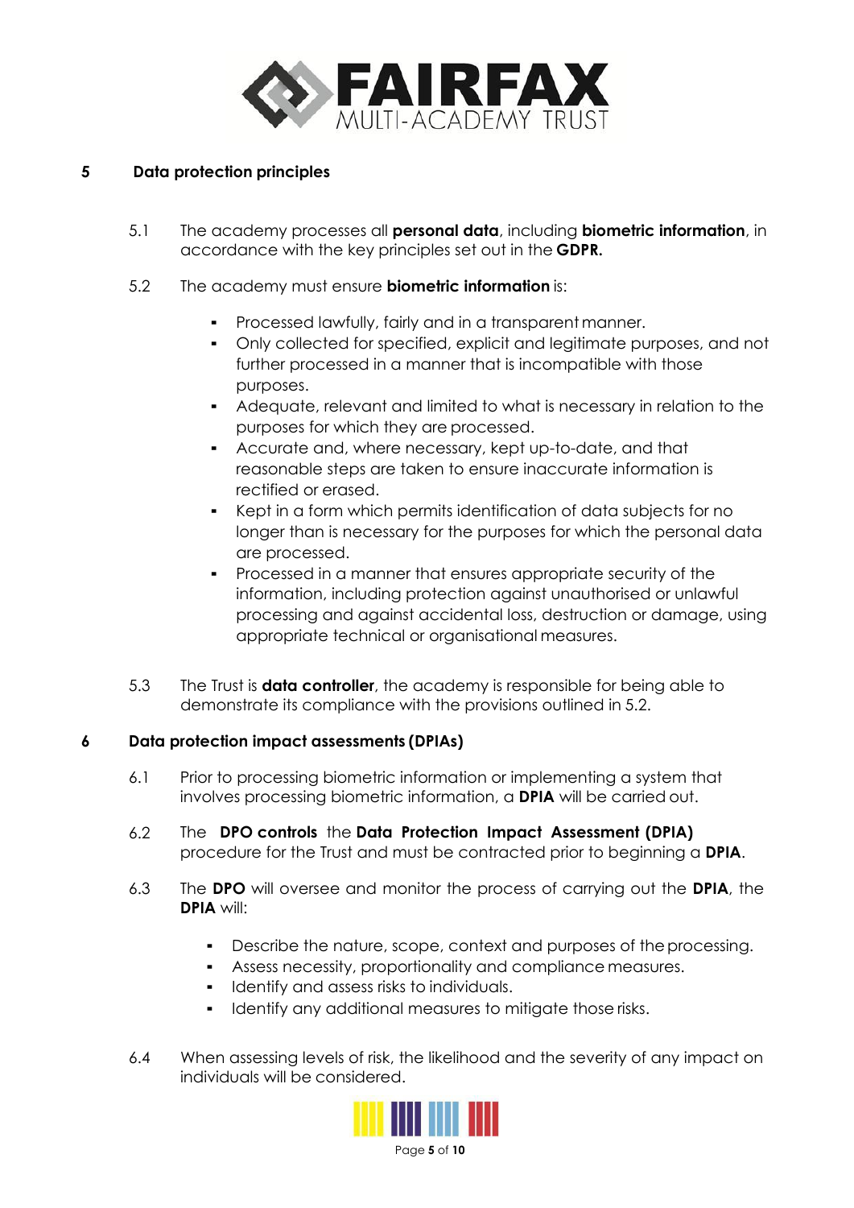## 5 Data protection principles

5.1 The academy processes all **personal data**, including **biometric information**, in accordance with the key principles set out in the **GDPR.**

5.2 The academy must ensure **biometric information** is:

- Processed lawfully, fairly and in a transparent manner.
- Only collected for specified, explicit and legitimate purposes, and not further processed in a manner that is incompatible with those purposes.
- Adequate, relevant and limited to what is necessary in relation to the purposes for which they are processed.
- Accurate and, where necessary, kept up-to-date, and that reasonable steps are taken to ensure inaccurate information is rectified or erased.
- Kept in a form which permits identification of data subjects for no longer than is necessary for the purposes for which the personal data are processed.
- Processed in a manner that ensures appropriate security of the information, including protection against unauthorised or unlawful processing and against accidental loss, destruction or damage, using appropriate technical or organisational measures.

5.3 The Trust is **data controller**, the academy is responsible for being able to demonstrate its compliance with the provisions outlined in 5.2.

## 6 Data protection impact assessments (DPIAs)

6.1 Prior to processing biometric information or implementing a system that involves processing biometric information, a **DPIA** will be carried out.

6.2 The **DPO controls** the **Data Protection Impact Assessment (DPIA)** procedure for the Trust and must be contracted prior to beginning a **DPIA**.

6.3 The **DPO** will oversee and monitor the process of carrying out the **DPIA**, the **DPIA** will:

- Describe the nature, scope, context and purposes of the processing.
- Assess necessity, proportionality and compliance measures.
- Identify and assess risks to individuals.
- Identify any additional measures to mitigate those risks.

6.4 When assessing levels of risk, the likelihood and the severity of any impact on individuals will be considered.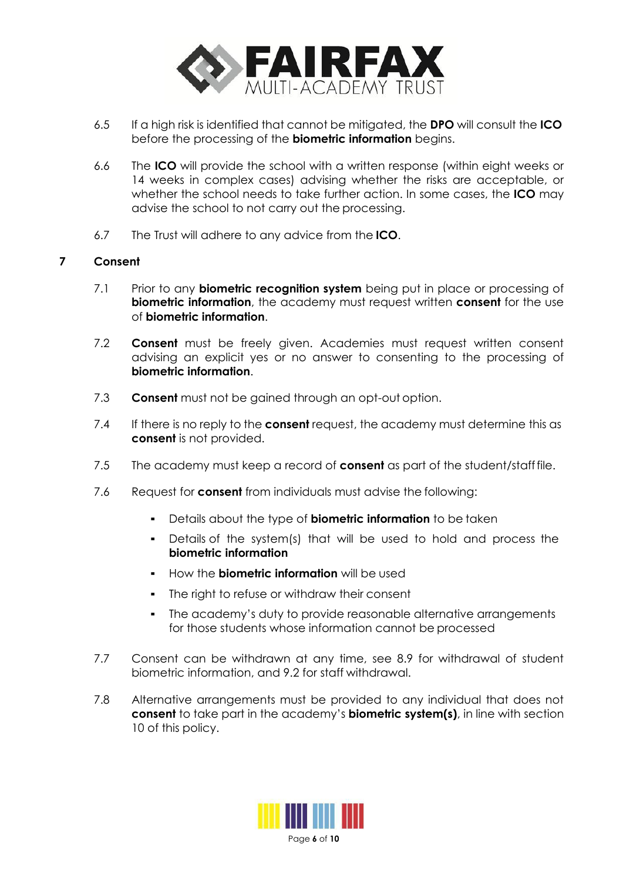6.5 If a high risk is identified that cannot be mitigated, the **DPO** will consult the **ICO** before the processing of the **biometric information** begins.

6.6 The **ICO** will provide the school with a written response (within eight weeks or 14 weeks in complex cases) advising whether the risks are acceptable, or whether the school needs to take further action. In some cases, the **ICO** may advise the school to not carry out the processing.

6.7 The Trust will adhere to any advice from the **ICO**.

## 7 Consent

7.1 Prior to any **biometric recognition system** being put in place or processing of **biometric information**, the academy must request written **consent** for the use of **biometric information**.

7.2 **Consent** must be freely given. Academies must request written consent advising an explicit yes or no answer to consenting to the processing of **biometric information**.

7.3 **Consent** must not be gained through an opt-out option.

7.4 If there is no reply to the **consent** request, the academy must determine this as **consent** is not provided.

7.5 The academy must keep a record of **consent** as part of the student/staff file.

7.6 Request for **consent** from individuals must advise the following:

- Details about the type of **biometric information** to be taken
- Details of the system(s) that will be used to hold and process the **biometric information**
- How the **biometric information** will be used
- The right to refuse or withdraw their consent
- The academy's duty to provide reasonable alternative arrangements for those students whose information cannot be processed

7.7 Consent can be withdrawn at any time, see 8.9 for withdrawal of student biometric information, and 9.2 for staff withdrawal.

7.8 Alternative arrangements must be provided to any individual that does not **consent** to take part in the academy's **biometric system(s)**, in line with section 10 of this policy.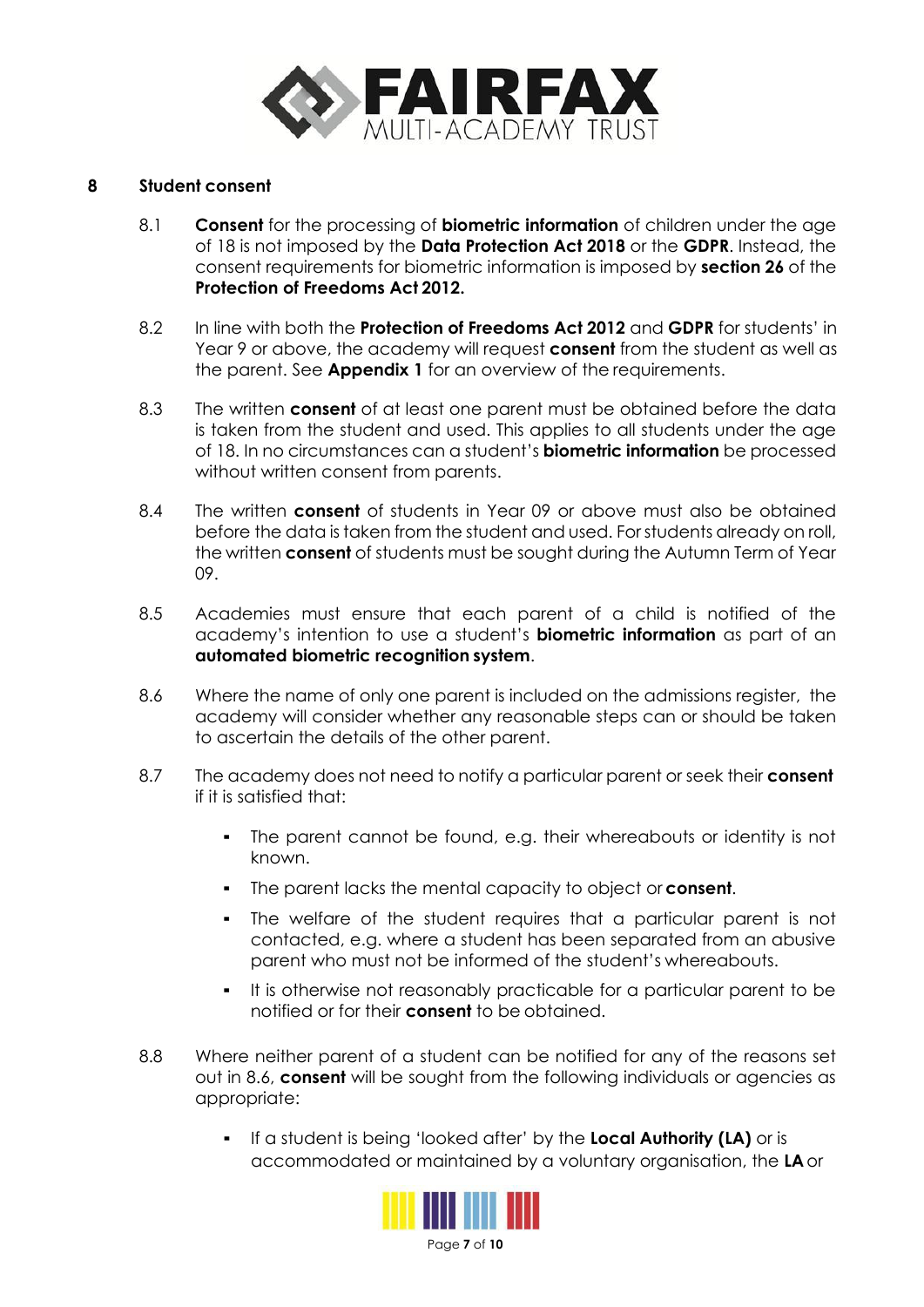## 8 Student consent

8.1 **Consent** for the processing of **biometric information** of children under the age of 18 is not imposed by the **Data Protection Act 2018** or the **GDPR**. Instead, the consent requirements for biometric information is imposed by **section 26** of the **Protection of Freedoms Act 2012.**

8.2 In line with both the **Protection of Freedoms Act 2012** and **GDPR** for students' in Year 9 or above, the academy will request **consent** from the student as well as the parent. See **Appendix 1** for an overview of the requirements.

8.3 The written **consent** of at least one parent must be obtained before the data is taken from the student and used. This applies to all students under the age of 18. In no circumstances can a student's **biometric information** be processed without written consent from parents.

8.4 The written **consent** of students in Year 09 or above must also be obtained before the data is taken from the student and used. For students already on roll, the written **consent** of students must be sought during the Autumn Term of Year 09.

8.5 Academies must ensure that each parent of a child is notified of the academy's intention to use a student's **biometric information** as part of an **automated biometric recognition system**.

8.6 Where the name of only one parent is included on the admissions register, the academy will consider whether any reasonable steps can or should be taken to ascertain the details of the other parent.

8.7 The academy does not need to notify a particular parent or seek their **consent** if it is satisfied that:

- The parent cannot be found, e.g. their whereabouts or identity is not known.
- The parent lacks the mental capacity to object or **consent**.
- The welfare of the student requires that a particular parent is not contacted, e.g. where a student has been separated from an abusive parent who must not be informed of the student's whereabouts.
- It is otherwise not reasonably practicable for a particular parent to be notified or for their **consent** to be obtained.

8.8 Where neither parent of a student can be notified for any of the reasons set out in 8.6, **consent** will be sought from the following individuals or agencies as appropriate:

- If a student is being 'looked after' by the **Local Authority (LA)** or is accommodated or maintained by a voluntary organisation, the **LA** or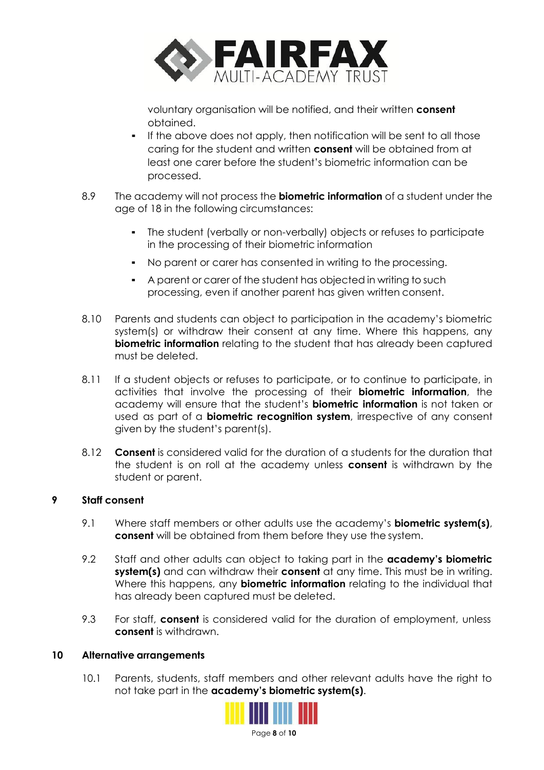voluntary organisation will be notified, and their written **consent** obtained.

- If the above does not apply, then notification will be sent to all those caring for the student and written **consent** will be obtained from at least one carer before the student's biometric information can be processed.

8.9 The academy will not process the **biometric information** of a student under the age of 18 in the following circumstances:

- The student (verbally or non-verbally) objects or refuses to participate in the processing of their biometric information
- No parent or carer has consented in writing to the processing.
- A parent or carer of the student has objected in writing to such processing, even if another parent has given written consent.

8.10 Parents and students can object to participation in the academy's biometric system(s) or withdraw their consent at any time. Where this happens, any **biometric information** relating to the student that has already been captured must be deleted.

8.11 If a student objects or refuses to participate, or to continue to participate, in activities that involve the processing of their **biometric information**, the academy will ensure that the student's **biometric information** is not taken or used as part of a **biometric recognition system**, irrespective of any consent given by the student's parent(s).

8.12 **Consent** is considered valid for the duration of a students for the duration that the student is on roll at the academy unless **consent** is withdrawn by the student or parent.

## 9 Staff consent

9.1 Where staff members or other adults use the academy's **biometric system(s)**, **consent** will be obtained from them before they use the system.

9.2 Staff and other adults can object to taking part in the **academy's biometric system(s)** and can withdraw their **consent** at any time. This must be in writing. Where this happens, any **biometric information** relating to the individual that has already been captured must be deleted.

9.3 For staff, **consent** is considered valid for the duration of employment, unless **consent** is withdrawn.

## 10 Alternative arrangements

10.1 Parents, students, staff members and other relevant adults have the right to not take part in the **academy's biometric system(s)**.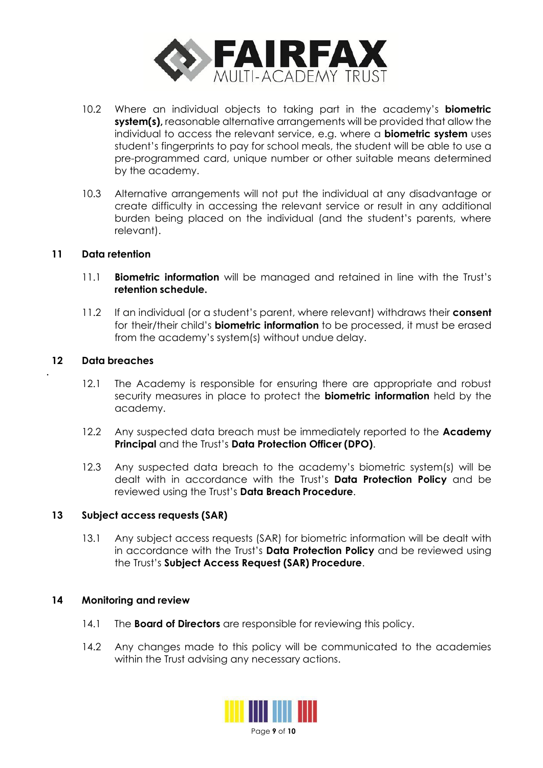10.2 Where an individual objects to taking part in the academy's **biometric system(s),** reasonable alternative arrangements will be provided that allow the individual to access the relevant service, e.g. where a **biometric system** uses student's fingerprints to pay for school meals, the student will be able to use a pre-programmed card, unique number or other suitable means determined by the academy.

10.3 Alternative arrangements will not put the individual at any disadvantage or create difficulty in accessing the relevant service or result in any additional burden being placed on the individual (and the student's parents, where relevant).

## 11 Data retention

11.1 **Biometric information** will be managed and retained in line with the Trust's **retention schedule.**

11.2 If an individual (or a student's parent, where relevant) withdraws their **consent** for their/their child's **biometric information** to be processed, it must be erased from the academy's system(s) without undue delay.

## 12 Data breaches

12.1 The Academy is responsible for ensuring there are appropriate and robust security measures in place to protect the **biometric information** held by the academy.

12.2 Any suspected data breach must be immediately reported to the **Academy Principal** and the Trust's **Data Protection Officer (DPO)**.

12.3 Any suspected data breach to the academy's biometric system(s) will be dealt with in accordance with the Trust's **Data Protection Policy** and be reviewed using the Trust's **Data Breach Procedure**.

## 13 Subject access requests (SAR)

13.1 Any subject access requests (SAR) for biometric information will be dealt with in accordance with the Trust's **Data Protection Policy** and be reviewed using the Trust's **Subject Access Request (SAR) Procedure**.

## 14 Monitoring and review

14.1 The **Board of Directors** are responsible for reviewing this policy.

14.2 Any changes made to this policy will be communicated to the academies within the Trust advising any necessary actions.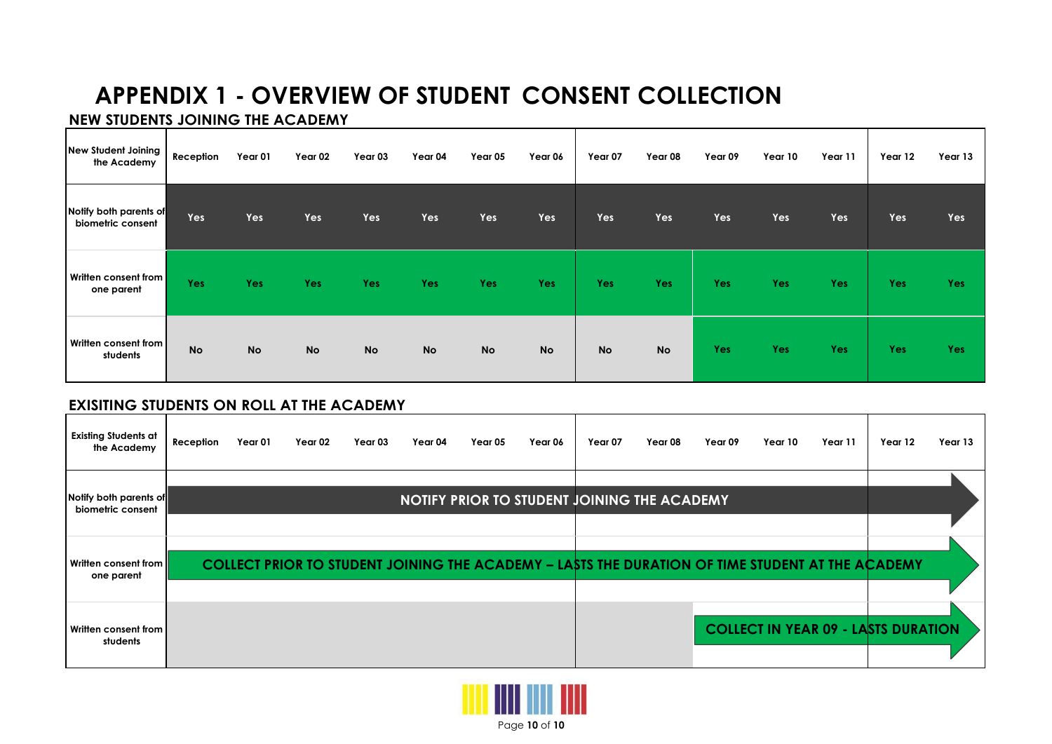# APPENDIX 1 - OVERVIEW OF STUDENT CONSENT COLLECTION

## NEW STUDENTS JOINING THE ACADEMY

| New Student Joining the Academy | Reception | Year 01 | Year 02 | Year 03 | Year 04 | Year 05 | Year 06 | Year 07 | Year 08 | Year 09 | Year 10 | Year 11 | Year 12 | Year 13 |
|---|---|---|---|---|---|---|---|---|---|---|---|---|---|---|
| Notify both parents of biometric consent | Yes | Yes | Yes | Yes | Yes | Yes | Yes | Yes | Yes | Yes | Yes | Yes | Yes | Yes |
| Written consent from one parent | Yes | Yes | Yes | Yes | Yes | Yes | Yes | Yes | Yes | Yes | Yes | Yes | Yes | Yes |
| Written consent from students | No | No | No | No | No | No | No | No | No | Yes | Yes | Yes | Yes | Yes |

## EXISITING STUDENTS ON ROLL AT THE ACADEMY

| Existing Students at the Academy | Reception | Year 01 | Year 02 | Year 03 | Year 04 | Year 05 | Year 06 | Year 07 | Year 08 | Year 09 | Year 10 | Year 11 | Year 12 | Year 13 |
|---|---|---|---|---|---|---|---|---|---|---|---|---|---|---|
| Notify both parents of biometric consent | NOTIFY PRIOR TO STUDENT JOINING THE ACADEMY | | | | | | | | | | | | | |
| Written consent from one parent | COLLECT PRIOR TO STUDENT JOINING THE ACADEMY – LASTS THE DURATION OF TIME STUDENT AT THE ACADEMY | | | | | | | | | | | | | |
| Written consent from students | | | | | | | | | | COLLECT IN YEAR 09 - LASTS DURATION | | | | |